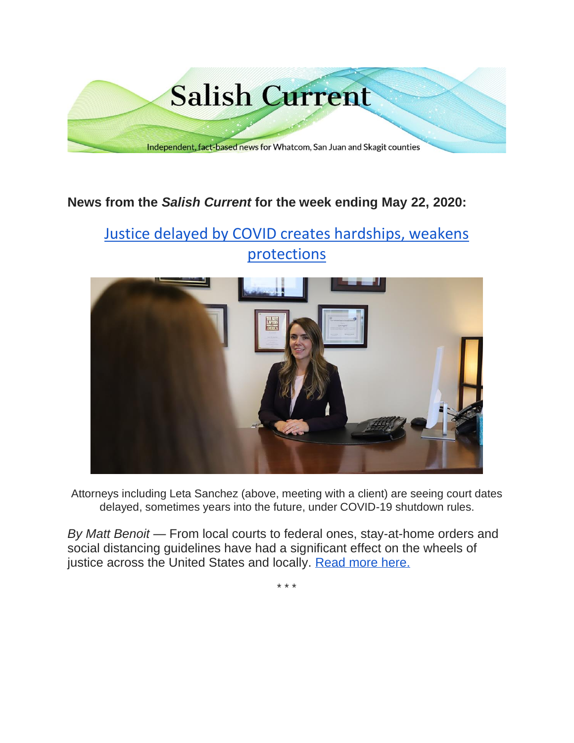Salish Current

Independent, fact-based news for Whatcom, San Juan and Skagit counties

**News from the *Salish Current* for the week ending May 22, 2020:**

## Justice delayed by COVID creates hardships, weakens protections

Attorneys including Leta Sanchez (above, meeting with a client) are seeing court dates delayed, sometimes years into the future, under COVID-19 shutdown rules.

*By Matt Benoit* — From local courts to federal ones, stay-at-home orders and social distancing guidelines have had a significant effect on the wheels of justice across the United States and locally. Read more here.

\* \* \*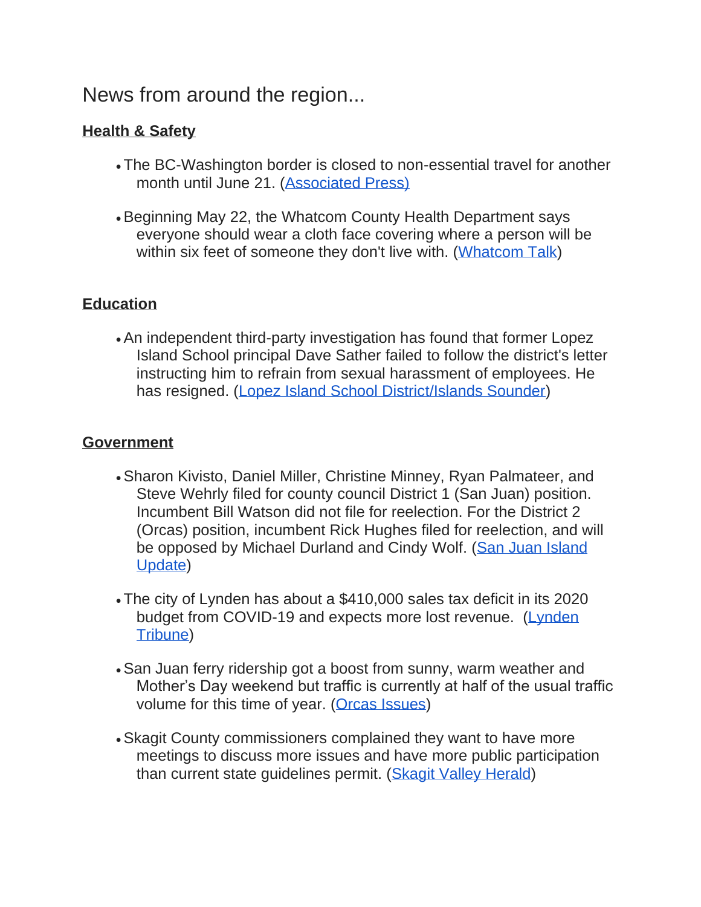## News from around the region...

**Health & Safety**

- The BC-Washington border is closed to non-essential travel for another month until June 21. (Associated Press)
- Beginning May 22, the Whatcom County Health Department says everyone should wear a cloth face covering where a person will be within six feet of someone they don't live with. (Whatcom Talk)

**Education**

- An independent third-party investigation has found that former Lopez Island School principal Dave Sather failed to follow the district's letter instructing him to refrain from sexual harassment of employees. He has resigned. (Lopez Island School District/Islands Sounder)

**Government**

- Sharon Kivisto, Daniel Miller, Christine Minney, Ryan Palmateer, and Steve Wehrly filed for county council District 1 (San Juan) position. Incumbent Bill Watson did not file for reelection. For the District 2 (Orcas) position, incumbent Rick Hughes filed for reelection, and will be opposed by Michael Durland and Cindy Wolf. (San Juan Island Update)
- The city of Lynden has about a $410,000 sales tax deficit in its 2020 budget from COVID-19 and expects more lost revenue. (Lynden Tribune)
- San Juan ferry ridership got a boost from sunny, warm weather and Mother's Day weekend but traffic is currently at half of the usual traffic volume for this time of year. (Orcas Issues)
- Skagit County commissioners complained they want to have more meetings to discuss more issues and have more public participation than current state guidelines permit. (Skagit Valley Herald)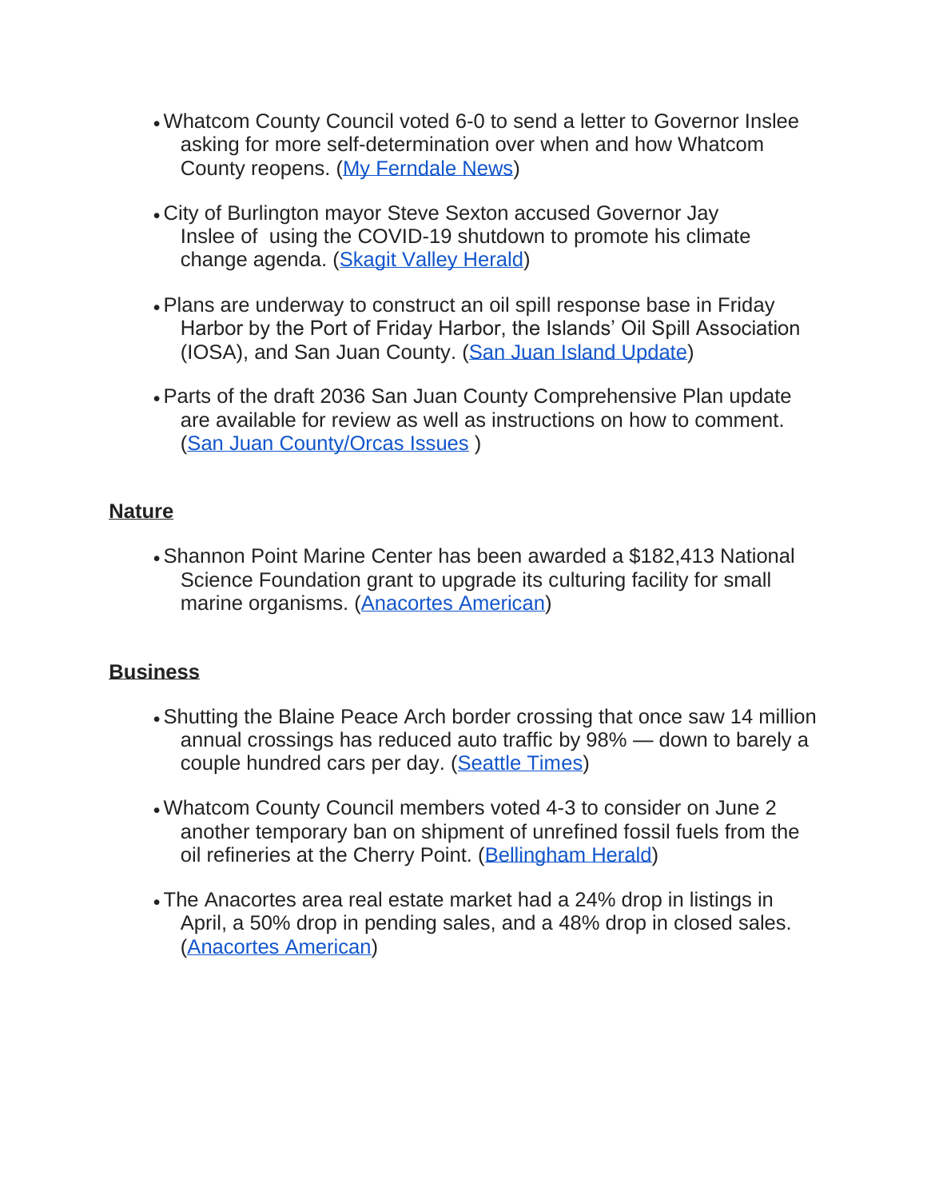- Whatcom County Council voted 6-0 to send a letter to Governor Inslee asking for more self-determination over when and how Whatcom County reopens. (My Ferndale News)

- City of Burlington mayor Steve Sexton accused Governor Jay Inslee of using the COVID-19 shutdown to promote his climate change agenda. (Skagit Valley Herald)

- Plans are underway to construct an oil spill response base in Friday Harbor by the Port of Friday Harbor, the Islands' Oil Spill Association (IOSA), and San Juan County. (San Juan Island Update)

- Parts of the draft 2036 San Juan County Comprehensive Plan update are available for review as well as instructions on how to comment. (San Juan County/Orcas Issues )

## Nature

- Shannon Point Marine Center has been awarded a $182,413 National Science Foundation grant to upgrade its culturing facility for small marine organisms. (Anacortes American)

## Business

- Shutting the Blaine Peace Arch border crossing that once saw 14 million annual crossings has reduced auto traffic by 98% — down to barely a couple hundred cars per day. (Seattle Times)

- Whatcom County Council members voted 4-3 to consider on June 2 another temporary ban on shipment of unrefined fossil fuels from the oil refineries at the Cherry Point. (Bellingham Herald)

- The Anacortes area real estate market had a 24% drop in listings in April, a 50% drop in pending sales, and a 48% drop in closed sales. (Anacortes American)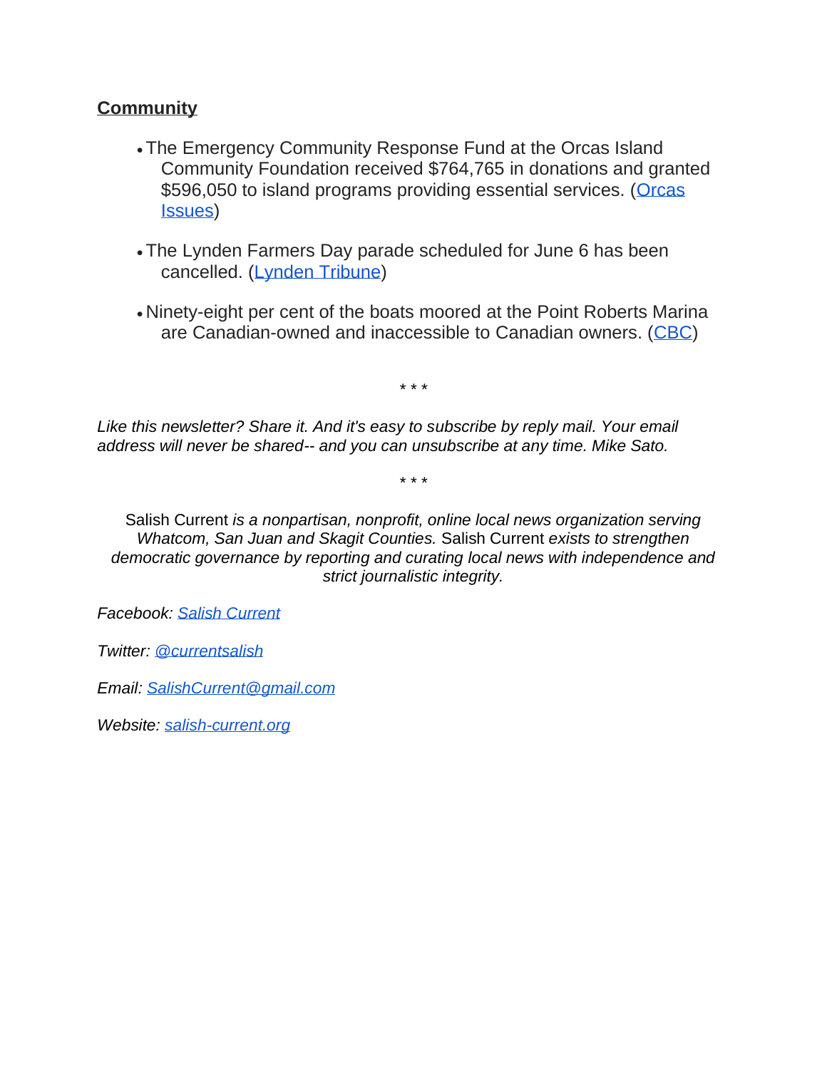## Community

- The Emergency Community Response Fund at the Orcas Island Community Foundation received $764,765 in donations and granted $596,050 to island programs providing essential services. ([Orcas Issues]())

- The Lynden Farmers Day parade scheduled for June 6 has been cancelled. ([Lynden Tribune]())

- Ninety-eight per cent of the boats moored at the Point Roberts Marina are Canadian-owned and inaccessible to Canadian owners. ([CBC]())

\* \* \*

*Like this newsletter? Share it. And it's easy to subscribe by reply mail. Your email address will never be shared-- and you can unsubscribe at any time. Mike Sato.*

\* \* \*

Salish Current *is a nonpartisan, nonprofit, online local news organization serving Whatcom, San Juan and Skagit Counties.* Salish Current *exists to strengthen democratic governance by reporting and curating local news with independence and strict journalistic integrity.*

*Facebook: [Salish Current]()*

*Twitter: [@currentsalish]()*

*Email: [SalishCurrent@gmail.com]()*

*Website: [salish-current.org]()*